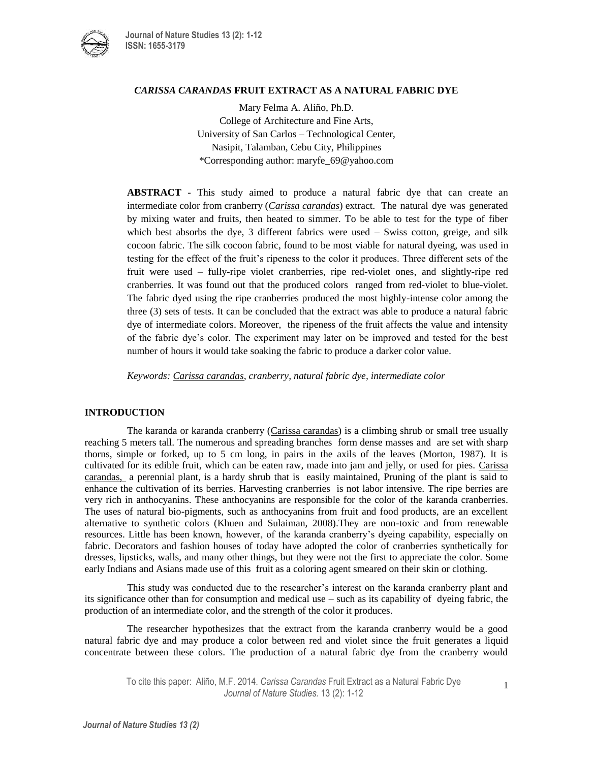# *CARISSA CARANDAS* FRUIT EXTRACT AS A NATURAL FABRIC DYE

Mary Felma A. Aliño, Ph.D.
College of Architecture and Fine Arts,
University of San Carlos – Technological Center,
Nasipit, Talamban, Cebu City, Philippines
*Corresponding author: maryfe_69@yahoo.com

**ABSTRACT** - This study aimed to produce a natural fabric dye that can create an intermediate color from cranberry (*Carissa carandas*) extract. The natural dye was generated by mixing water and fruits, then heated to simmer. To be able to test for the type of fiber which best absorbs the dye, 3 different fabrics were used – Swiss cotton, greige, and silk cocoon fabric. The silk cocoon fabric, found to be most viable for natural dyeing, was used in testing for the effect of the fruit's ripeness to the color it produces. Three different sets of the fruit were used – fully-ripe violet cranberries, ripe red-violet ones, and slightly-ripe red cranberries. It was found out that the produced colors ranged from red-violet to blue-violet. The fabric dyed using the ripe cranberries produced the most highly-intense color among the three (3) sets of tests. It can be concluded that the extract was able to produce a natural fabric dye of intermediate colors. Moreover, the ripeness of the fruit affects the value and intensity of the fabric dye's color. The experiment may later on be improved and tested for the best number of hours it would take soaking the fabric to produce a darker color value.

*Keywords: Carissa carandas, cranberry, natural fabric dye, intermediate color*

## INTRODUCTION

The karanda or karanda cranberry (Carissa carandas) is a climbing shrub or small tree usually reaching 5 meters tall. The numerous and spreading branches form dense masses and are set with sharp thorns, simple or forked, up to 5 cm long, in pairs in the axils of the leaves (Morton, 1987). It is cultivated for its edible fruit, which can be eaten raw, made into jam and jelly, or used for pies. Carissa carandas, a perennial plant, is a hardy shrub that is easily maintained, Pruning of the plant is said to enhance the cultivation of its berries. Harvesting cranberries is not labor intensive. The ripe berries are very rich in anthocyanins. These anthocyanins are responsible for the color of the karanda cranberries. The uses of natural bio-pigments, such as anthocyanins from fruit and food products, are an excellent alternative to synthetic colors (Khuen and Sulaiman, 2008).They are non-toxic and from renewable resources. Little has been known, however, of the karanda cranberry's dyeing capability, especially on fabric. Decorators and fashion houses of today have adopted the color of cranberries synthetically for dresses, lipsticks, walls, and many other things, but they were not the first to appreciate the color. Some early Indians and Asians made use of this fruit as a coloring agent smeared on their skin or clothing.

This study was conducted due to the researcher's interest on the karanda cranberry plant and its significance other than for consumption and medical use – such as its capability of dyeing fabric, the production of an intermediate color, and the strength of the color it produces.

The researcher hypothesizes that the extract from the karanda cranberry would be a good natural fabric dye and may produce a color between red and violet since the fruit generates a liquid concentrate between these colors. The production of a natural fabric dye from the cranberry would

To cite this paper: Aliño, M.F. 2014. *Carissa Carandas* Fruit Extract as a Natural Fabric Dye *Journal of Nature Studies.* 13 (2): 1-12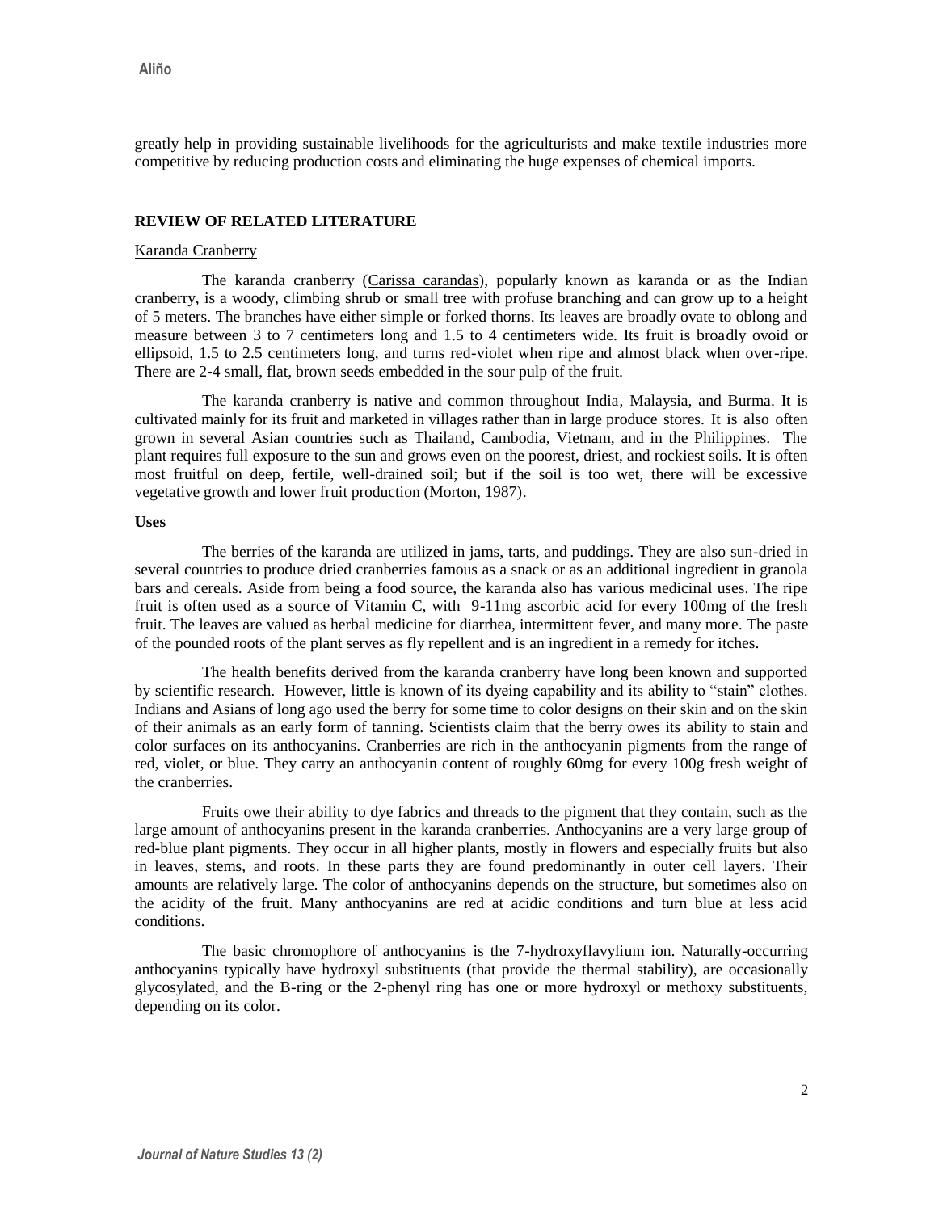greatly help in providing sustainable livelihoods for the agriculturists and make textile industries more competitive by reducing production costs and eliminating the huge expenses of chemical imports.

## REVIEW OF RELATED LITERATURE

### Karanda Cranberry

The karanda cranberry (Carissa carandas), popularly known as karanda or as the Indian cranberry, is a woody, climbing shrub or small tree with profuse branching and can grow up to a height of 5 meters. The branches have either simple or forked thorns. Its leaves are broadly ovate to oblong and measure between 3 to 7 centimeters long and 1.5 to 4 centimeters wide. Its fruit is broadly ovoid or ellipsoid, 1.5 to 2.5 centimeters long, and turns red-violet when ripe and almost black when over-ripe. There are 2-4 small, flat, brown seeds embedded in the sour pulp of the fruit.

The karanda cranberry is native and common throughout India, Malaysia, and Burma. It is cultivated mainly for its fruit and marketed in villages rather than in large produce stores. It is also often grown in several Asian countries such as Thailand, Cambodia, Vietnam, and in the Philippines. The plant requires full exposure to the sun and grows even on the poorest, driest, and rockiest soils. It is often most fruitful on deep, fertile, well-drained soil; but if the soil is too wet, there will be excessive vegetative growth and lower fruit production (Morton, 1987).

### Uses

The berries of the karanda are utilized in jams, tarts, and puddings. They are also sun-dried in several countries to produce dried cranberries famous as a snack or as an additional ingredient in granola bars and cereals. Aside from being a food source, the karanda also has various medicinal uses. The ripe fruit is often used as a source of Vitamin C, with 9-11mg ascorbic acid for every 100mg of the fresh fruit. The leaves are valued as herbal medicine for diarrhea, intermittent fever, and many more. The paste of the pounded roots of the plant serves as fly repellent and is an ingredient in a remedy for itches.

The health benefits derived from the karanda cranberry have long been known and supported by scientific research. However, little is known of its dyeing capability and its ability to "stain" clothes. Indians and Asians of long ago used the berry for some time to color designs on their skin and on the skin of their animals as an early form of tanning. Scientists claim that the berry owes its ability to stain and color surfaces on its anthocyanins. Cranberries are rich in the anthocyanin pigments from the range of red, violet, or blue. They carry an anthocyanin content of roughly 60mg for every 100g fresh weight of the cranberries.

Fruits owe their ability to dye fabrics and threads to the pigment that they contain, such as the large amount of anthocyanins present in the karanda cranberries. Anthocyanins are a very large group of red-blue plant pigments. They occur in all higher plants, mostly in flowers and especially fruits but also in leaves, stems, and roots. In these parts they are found predominantly in outer cell layers. Their amounts are relatively large. The color of anthocyanins depends on the structure, but sometimes also on the acidity of the fruit. Many anthocyanins are red at acidic conditions and turn blue at less acid conditions.

The basic chromophore of anthocyanins is the 7-hydroxyflavylium ion. Naturally-occurring anthocyanins typically have hydroxyl substituents (that provide the thermal stability), are occasionally glycosylated, and the B-ring or the 2-phenyl ring has one or more hydroxyl or methoxy substituents, depending on its color.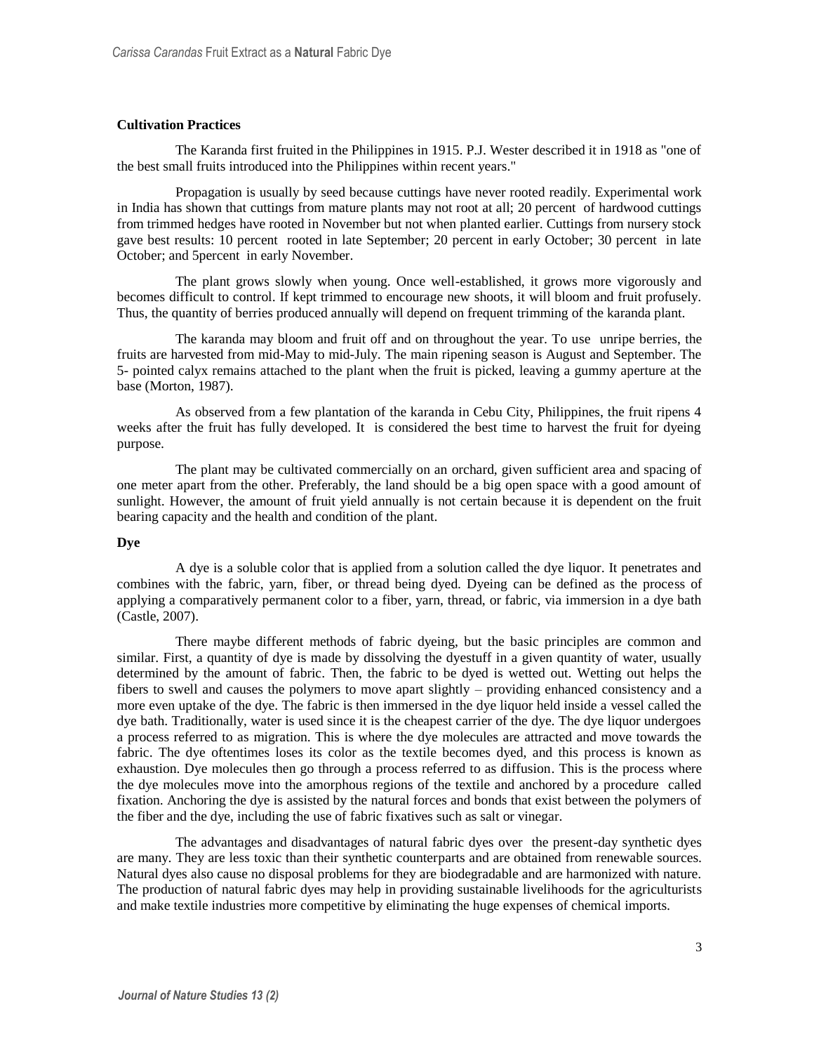**Cultivation Practices**

The Karanda first fruited in the Philippines in 1915. P.J. Wester described it in 1918 as "one of the best small fruits introduced into the Philippines within recent years."

Propagation is usually by seed because cuttings have never rooted readily. Experimental work in India has shown that cuttings from mature plants may not root at all; 20 percent of hardwood cuttings from trimmed hedges have rooted in November but not when planted earlier. Cuttings from nursery stock gave best results: 10 percent rooted in late September; 20 percent in early October; 30 percent in late October; and 5percent in early November.

The plant grows slowly when young. Once well-established, it grows more vigorously and becomes difficult to control. If kept trimmed to encourage new shoots, it will bloom and fruit profusely. Thus, the quantity of berries produced annually will depend on frequent trimming of the karanda plant.

The karanda may bloom and fruit off and on throughout the year. To use unripe berries, the fruits are harvested from mid-May to mid-July. The main ripening season is August and September. The 5- pointed calyx remains attached to the plant when the fruit is picked, leaving a gummy aperture at the base (Morton, 1987).

As observed from a few plantation of the karanda in Cebu City, Philippines, the fruit ripens 4 weeks after the fruit has fully developed. It is considered the best time to harvest the fruit for dyeing purpose.

The plant may be cultivated commercially on an orchard, given sufficient area and spacing of one meter apart from the other. Preferably, the land should be a big open space with a good amount of sunlight. However, the amount of fruit yield annually is not certain because it is dependent on the fruit bearing capacity and the health and condition of the plant.

**Dye**

A dye is a soluble color that is applied from a solution called the dye liquor. It penetrates and combines with the fabric, yarn, fiber, or thread being dyed. Dyeing can be defined as the process of applying a comparatively permanent color to a fiber, yarn, thread, or fabric, via immersion in a dye bath (Castle, 2007).

There maybe different methods of fabric dyeing, but the basic principles are common and similar. First, a quantity of dye is made by dissolving the dyestuff in a given quantity of water, usually determined by the amount of fabric. Then, the fabric to be dyed is wetted out. Wetting out helps the fibers to swell and causes the polymers to move apart slightly – providing enhanced consistency and a more even uptake of the dye. The fabric is then immersed in the dye liquor held inside a vessel called the dye bath. Traditionally, water is used since it is the cheapest carrier of the dye. The dye liquor undergoes a process referred to as migration. This is where the dye molecules are attracted and move towards the fabric. The dye oftentimes loses its color as the textile becomes dyed, and this process is known as exhaustion. Dye molecules then go through a process referred to as diffusion. This is the process where the dye molecules move into the amorphous regions of the textile and anchored by a procedure called fixation. Anchoring the dye is assisted by the natural forces and bonds that exist between the polymers of the fiber and the dye, including the use of fabric fixatives such as salt or vinegar.

The advantages and disadvantages of natural fabric dyes over the present-day synthetic dyes are many. They are less toxic than their synthetic counterparts and are obtained from renewable sources. Natural dyes also cause no disposal problems for they are biodegradable and are harmonized with nature. The production of natural fabric dyes may help in providing sustainable livelihoods for the agriculturists and make textile industries more competitive by eliminating the huge expenses of chemical imports.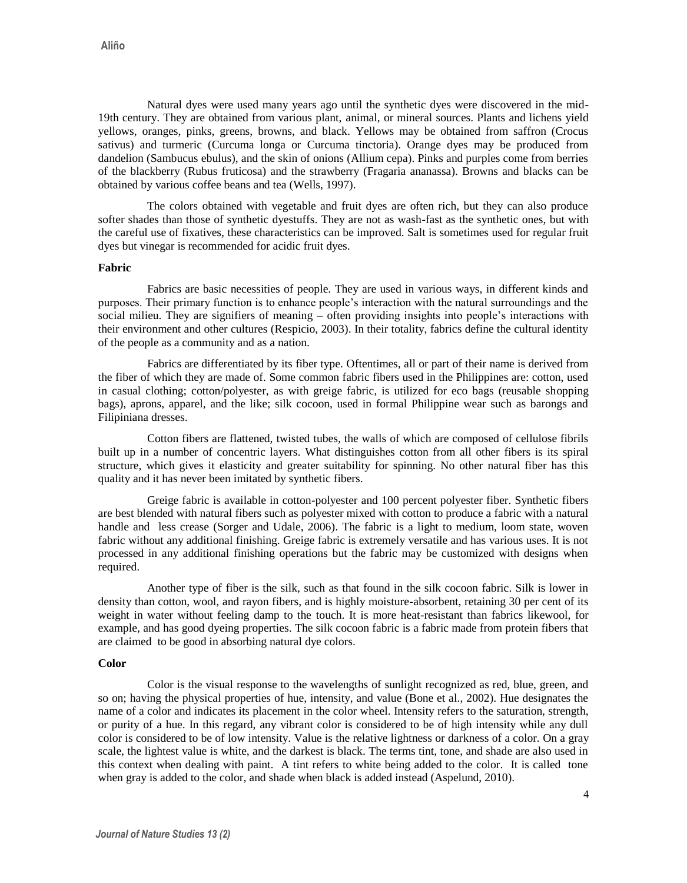Natural dyes were used many years ago until the synthetic dyes were discovered in the mid-19th century. They are obtained from various plant, animal, or mineral sources. Plants and lichens yield yellows, oranges, pinks, greens, browns, and black. Yellows may be obtained from saffron (Crocus sativus) and turmeric (Curcuma longa or Curcuma tinctoria). Orange dyes may be produced from dandelion (Sambucus ebulus), and the skin of onions (Allium cepa). Pinks and purples come from berries of the blackberry (Rubus fruticosa) and the strawberry (Fragaria ananassa). Browns and blacks can be obtained by various coffee beans and tea (Wells, 1997).

The colors obtained with vegetable and fruit dyes are often rich, but they can also produce softer shades than those of synthetic dyestuffs. They are not as wash-fast as the synthetic ones, but with the careful use of fixatives, these characteristics can be improved. Salt is sometimes used for regular fruit dyes but vinegar is recommended for acidic fruit dyes.

**Fabric**

Fabrics are basic necessities of people. They are used in various ways, in different kinds and purposes. Their primary function is to enhance people's interaction with the natural surroundings and the social milieu. They are signifiers of meaning – often providing insights into people's interactions with their environment and other cultures (Respicio, 2003). In their totality, fabrics define the cultural identity of the people as a community and as a nation.

Fabrics are differentiated by its fiber type. Oftentimes, all or part of their name is derived from the fiber of which they are made of. Some common fabric fibers used in the Philippines are: cotton, used in casual clothing; cotton/polyester, as with greige fabric, is utilized for eco bags (reusable shopping bags), aprons, apparel, and the like; silk cocoon, used in formal Philippine wear such as barongs and Filipiniana dresses.

Cotton fibers are flattened, twisted tubes, the walls of which are composed of cellulose fibrils built up in a number of concentric layers. What distinguishes cotton from all other fibers is its spiral structure, which gives it elasticity and greater suitability for spinning. No other natural fiber has this quality and it has never been imitated by synthetic fibers.

Greige fabric is available in cotton-polyester and 100 percent polyester fiber. Synthetic fibers are best blended with natural fibers such as polyester mixed with cotton to produce a fabric with a natural handle and less crease (Sorger and Udale, 2006). The fabric is a light to medium, loom state, woven fabric without any additional finishing. Greige fabric is extremely versatile and has various uses. It is not processed in any additional finishing operations but the fabric may be customized with designs when required.

Another type of fiber is the silk, such as that found in the silk cocoon fabric. Silk is lower in density than cotton, wool, and rayon fibers, and is highly moisture-absorbent, retaining 30 per cent of its weight in water without feeling damp to the touch. It is more heat-resistant than fabrics likewool, for example, and has good dyeing properties. The silk cocoon fabric is a fabric made from protein fibers that are claimed to be good in absorbing natural dye colors.

**Color**

Color is the visual response to the wavelengths of sunlight recognized as red, blue, green, and so on; having the physical properties of hue, intensity, and value (Bone et al., 2002). Hue designates the name of a color and indicates its placement in the color wheel. Intensity refers to the saturation, strength, or purity of a hue. In this regard, any vibrant color is considered to be of high intensity while any dull color is considered to be of low intensity. Value is the relative lightness or darkness of a color. On a gray scale, the lightest value is white, and the darkest is black. The terms tint, tone, and shade are also used in this context when dealing with paint. A tint refers to white being added to the color. It is called tone when gray is added to the color, and shade when black is added instead (Aspelund, 2010).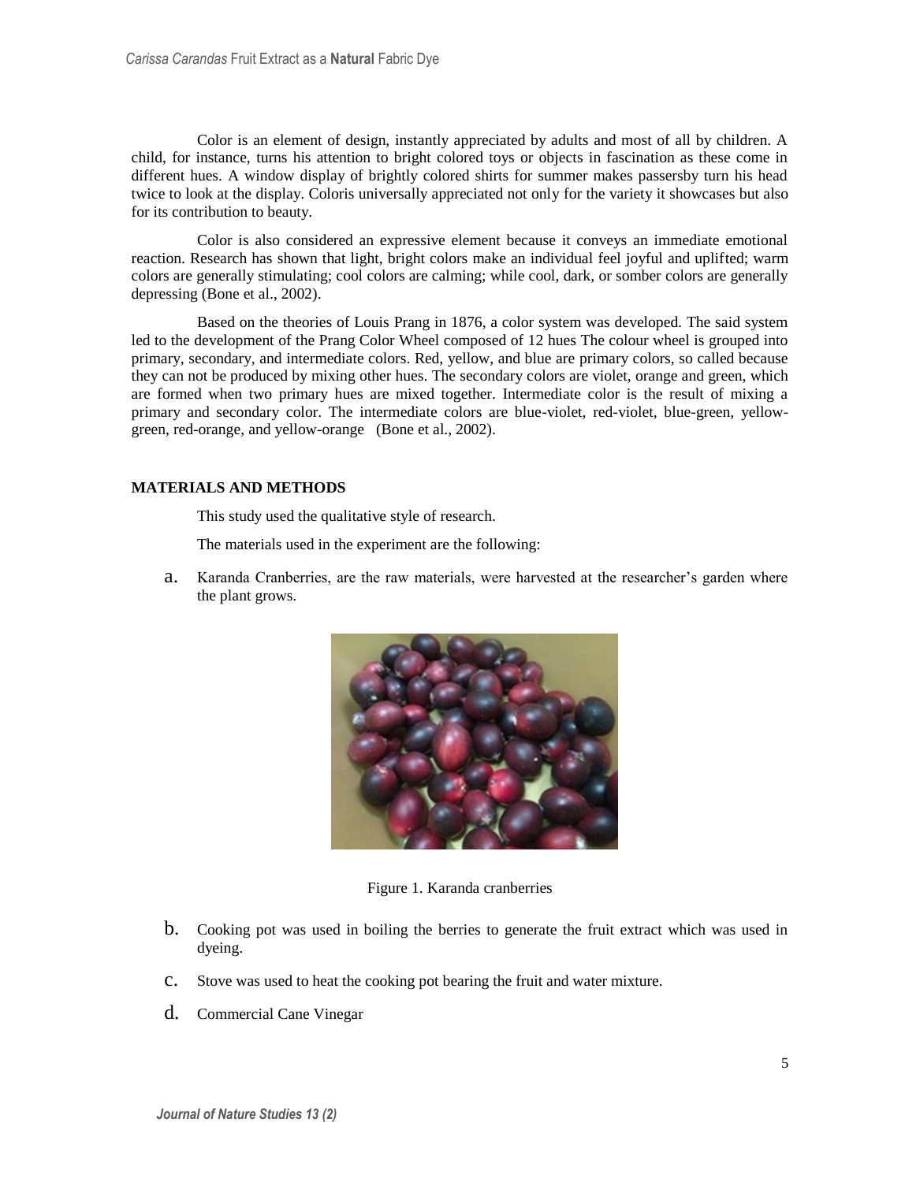Color is an element of design, instantly appreciated by adults and most of all by children. A child, for instance, turns his attention to bright colored toys or objects in fascination as these come in different hues. A window display of brightly colored shirts for summer makes passersby turn his head twice to look at the display. Coloris universally appreciated not only for the variety it showcases but also for its contribution to beauty.

Color is also considered an expressive element because it conveys an immediate emotional reaction. Research has shown that light, bright colors make an individual feel joyful and uplifted; warm colors are generally stimulating; cool colors are calming; while cool, dark, or somber colors are generally depressing (Bone et al., 2002).

Based on the theories of Louis Prang in 1876, a color system was developed. The said system led to the development of the Prang Color Wheel composed of 12 hues The colour wheel is grouped into primary, secondary, and intermediate colors. Red, yellow, and blue are primary colors, so called because they can not be produced by mixing other hues. The secondary colors are violet, orange and green, which are formed when two primary hues are mixed together. Intermediate color is the result of mixing a primary and secondary color. The intermediate colors are blue-violet, red-violet, blue-green, yellow-green, red-orange, and yellow-orange (Bone et al., 2002).

## MATERIALS AND METHODS

This study used the qualitative style of research.

The materials used in the experiment are the following:

a. Karanda Cranberries, are the raw materials, were harvested at the researcher's garden where the plant grows.

Figure 1. Karanda cranberries

b. Cooking pot was used in boiling the berries to generate the fruit extract which was used in dyeing.

c. Stove was used to heat the cooking pot bearing the fruit and water mixture.

d. Commercial Cane Vinegar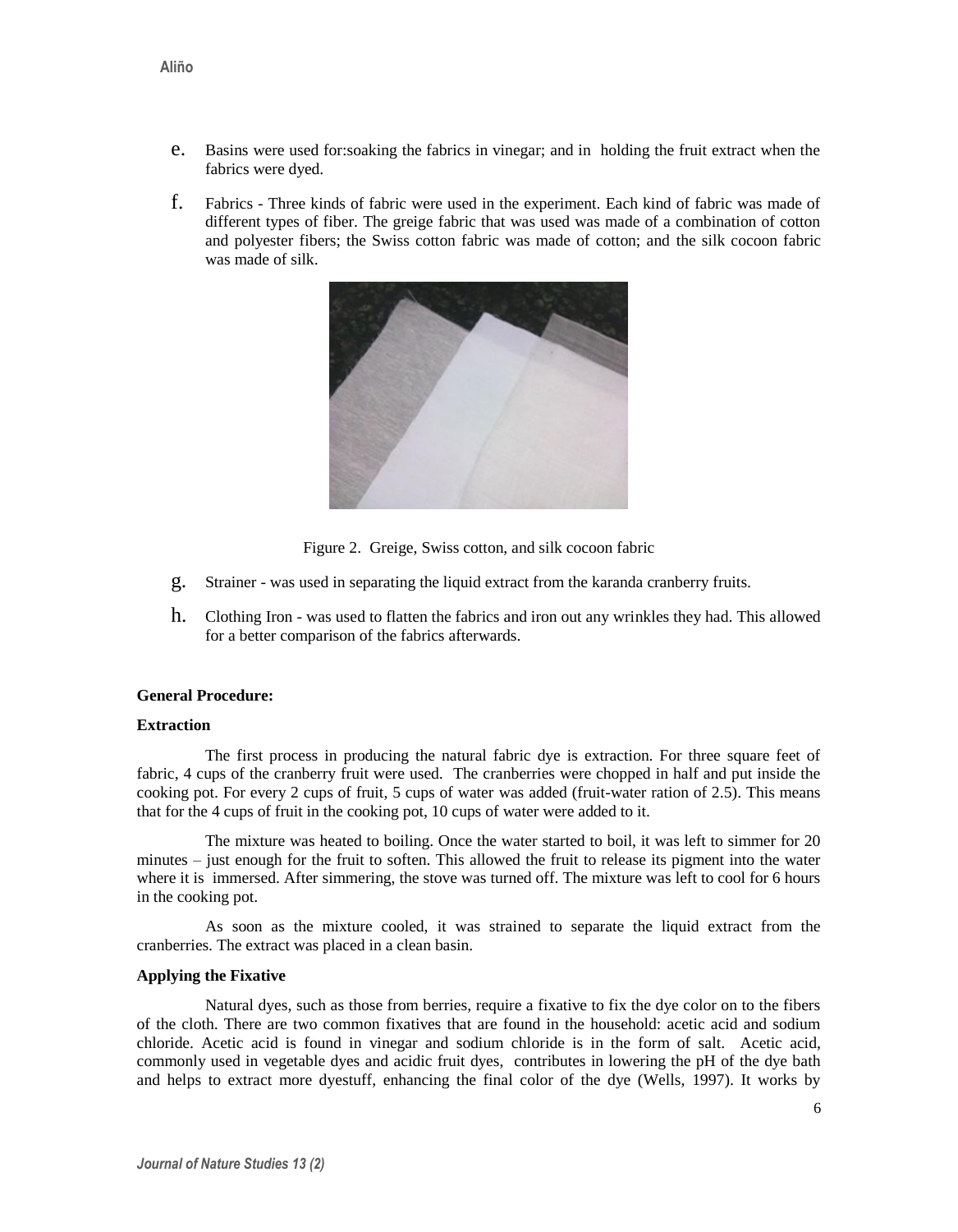e. Basins were used for:soaking the fabrics in vinegar; and in holding the fruit extract when the fabrics were dyed.

f. Fabrics - Three kinds of fabric were used in the experiment. Each kind of fabric was made of different types of fiber. The greige fabric that was used was made of a combination of cotton and polyester fibers; the Swiss cotton fabric was made of cotton; and the silk cocoon fabric was made of silk.

Figure 2. Greige, Swiss cotton, and silk cocoon fabric

g. Strainer - was used in separating the liquid extract from the karanda cranberry fruits.

h. Clothing Iron - was used to flatten the fabrics and iron out any wrinkles they had. This allowed for a better comparison of the fabrics afterwards.

**General Procedure:**

**Extraction**

The first process in producing the natural fabric dye is extraction. For three square feet of fabric, 4 cups of the cranberry fruit were used. The cranberries were chopped in half and put inside the cooking pot. For every 2 cups of fruit, 5 cups of water was added (fruit-water ration of 2.5). This means that for the 4 cups of fruit in the cooking pot, 10 cups of water were added to it.

The mixture was heated to boiling. Once the water started to boil, it was left to simmer for 20 minutes – just enough for the fruit to soften. This allowed the fruit to release its pigment into the water where it is immersed. After simmering, the stove was turned off. The mixture was left to cool for 6 hours in the cooking pot.

As soon as the mixture cooled, it was strained to separate the liquid extract from the cranberries. The extract was placed in a clean basin.

**Applying the Fixative**

Natural dyes, such as those from berries, require a fixative to fix the dye color on to the fibers of the cloth. There are two common fixatives that are found in the household: acetic acid and sodium chloride. Acetic acid is found in vinegar and sodium chloride is in the form of salt. Acetic acid, commonly used in vegetable dyes and acidic fruit dyes, contributes in lowering the pH of the dye bath and helps to extract more dyestuff, enhancing the final color of the dye (Wells, 1997). It works by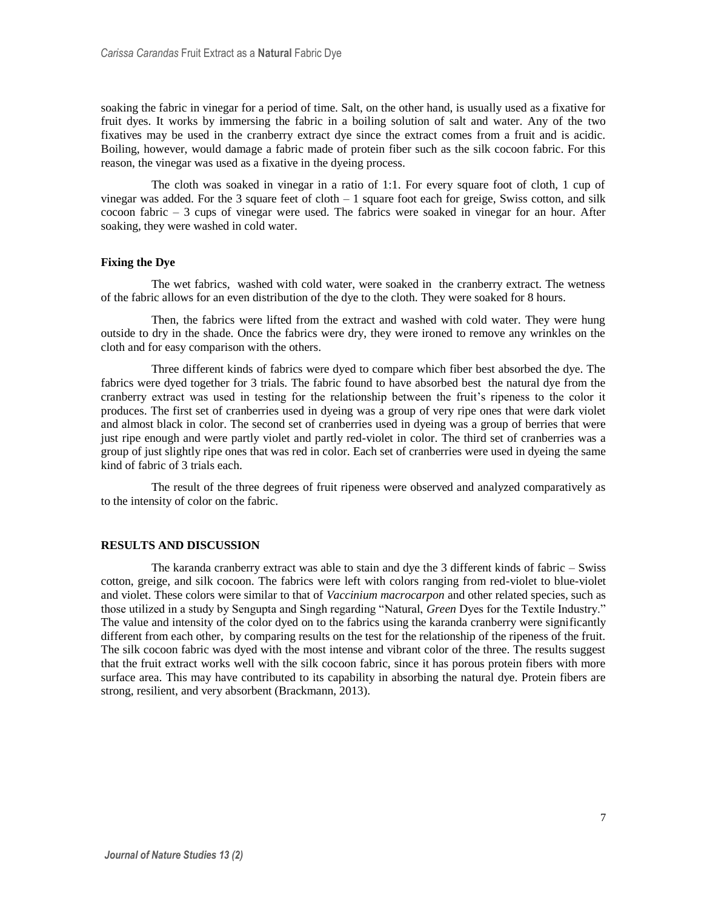soaking the fabric in vinegar for a period of time. Salt, on the other hand, is usually used as a fixative for fruit dyes. It works by immersing the fabric in a boiling solution of salt and water. Any of the two fixatives may be used in the cranberry extract dye since the extract comes from a fruit and is acidic. Boiling, however, would damage a fabric made of protein fiber such as the silk cocoon fabric. For this reason, the vinegar was used as a fixative in the dyeing process.

The cloth was soaked in vinegar in a ratio of 1:1. For every square foot of cloth, 1 cup of vinegar was added. For the 3 square feet of cloth – 1 square foot each for greige, Swiss cotton, and silk cocoon fabric – 3 cups of vinegar were used. The fabrics were soaked in vinegar for an hour. After soaking, they were washed in cold water.

### Fixing the Dye

The wet fabrics, washed with cold water, were soaked in the cranberry extract. The wetness of the fabric allows for an even distribution of the dye to the cloth. They were soaked for 8 hours.

Then, the fabrics were lifted from the extract and washed with cold water. They were hung outside to dry in the shade. Once the fabrics were dry, they were ironed to remove any wrinkles on the cloth and for easy comparison with the others.

Three different kinds of fabrics were dyed to compare which fiber best absorbed the dye. The fabrics were dyed together for 3 trials. The fabric found to have absorbed best the natural dye from the cranberry extract was used in testing for the relationship between the fruit's ripeness to the color it produces. The first set of cranberries used in dyeing was a group of very ripe ones that were dark violet and almost black in color. The second set of cranberries used in dyeing was a group of berries that were just ripe enough and were partly violet and partly red-violet in color. The third set of cranberries was a group of just slightly ripe ones that was red in color. Each set of cranberries were used in dyeing the same kind of fabric of 3 trials each.

The result of the three degrees of fruit ripeness were observed and analyzed comparatively as to the intensity of color on the fabric.

## RESULTS AND DISCUSSION

The karanda cranberry extract was able to stain and dye the 3 different kinds of fabric – Swiss cotton, greige, and silk cocoon. The fabrics were left with colors ranging from red-violet to blue-violet and violet. These colors were similar to that of *Vaccinium macrocarpon* and other related species, such as those utilized in a study by Sengupta and Singh regarding "Natural, *Green* Dyes for the Textile Industry." The value and intensity of the color dyed on to the fabrics using the karanda cranberry were significantly different from each other, by comparing results on the test for the relationship of the ripeness of the fruit. The silk cocoon fabric was dyed with the most intense and vibrant color of the three. The results suggest that the fruit extract works well with the silk cocoon fabric, since it has porous protein fibers with more surface area. This may have contributed to its capability in absorbing the natural dye. Protein fibers are strong, resilient, and very absorbent (Brackmann, 2013).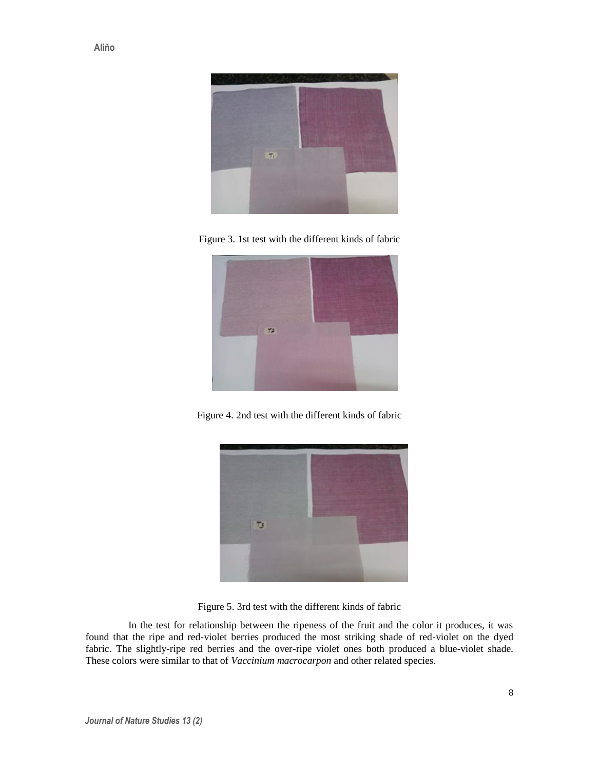Figure 3. 1st test with the different kinds of fabric

Figure 4. 2nd test with the different kinds of fabric

Figure 5. 3rd test with the different kinds of fabric

In the test for relationship between the ripeness of the fruit and the color it produces, it was found that the ripe and red-violet berries produced the most striking shade of red-violet on the dyed fabric. The slightly-ripe red berries and the over-ripe violet ones both produced a blue-violet shade. These colors were similar to that of *Vaccinium macrocarpon* and other related species.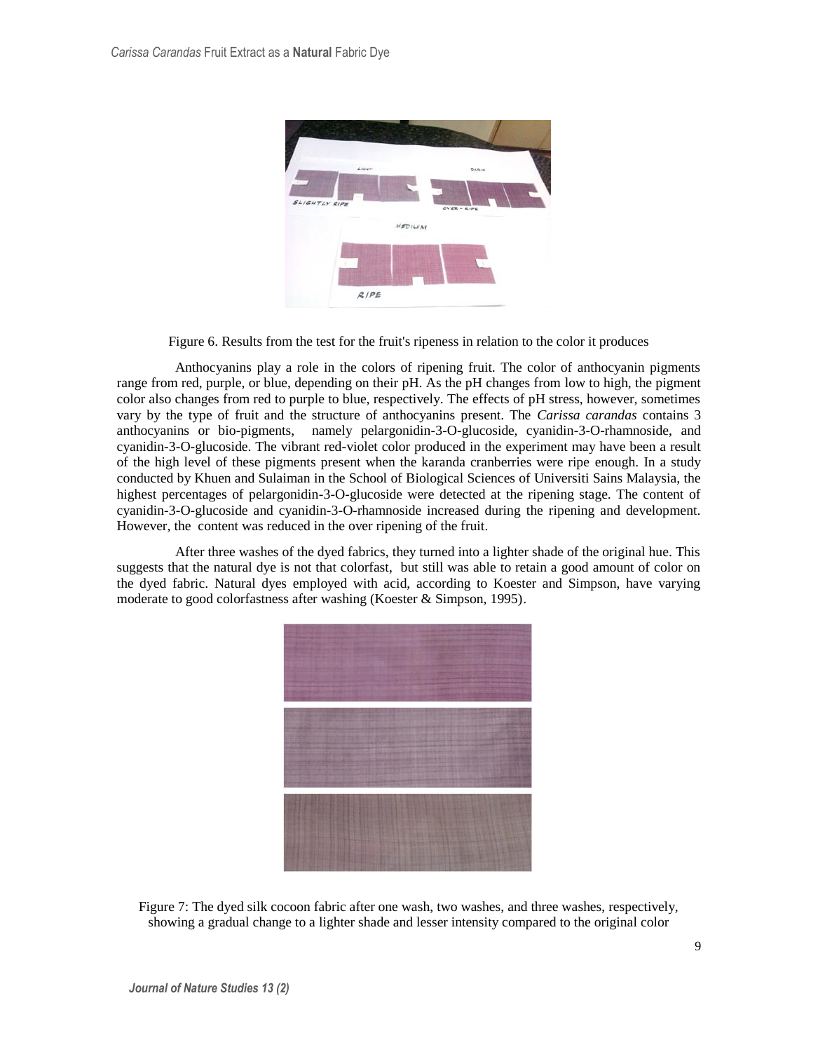Figure 6. Results from the test for the fruit's ripeness in relation to the color it produces

Anthocyanins play a role in the colors of ripening fruit. The color of anthocyanin pigments range from red, purple, or blue, depending on their pH. As the pH changes from low to high, the pigment color also changes from red to purple to blue, respectively. The effects of pH stress, however, sometimes vary by the type of fruit and the structure of anthocyanins present. The *Carissa carandas* contains 3 anthocyanins or bio-pigments, namely pelargonidin-3-O-glucoside, cyanidin-3-O-rhamnoside, and cyanidin-3-O-glucoside. The vibrant red-violet color produced in the experiment may have been a result of the high level of these pigments present when the karanda cranberries were ripe enough. In a study conducted by Khuen and Sulaiman in the School of Biological Sciences of Universiti Sains Malaysia, the highest percentages of pelargonidin-3-O-glucoside were detected at the ripening stage. The content of cyanidin-3-O-glucoside and cyanidin-3-O-rhamnoside increased during the ripening and development. However, the content was reduced in the over ripening of the fruit.

After three washes of the dyed fabrics, they turned into a lighter shade of the original hue. This suggests that the natural dye is not that colorfast, but still was able to retain a good amount of color on the dyed fabric. Natural dyes employed with acid, according to Koester and Simpson, have varying moderate to good colorfastness after washing (Koester & Simpson, 1995).

Figure 7: The dyed silk cocoon fabric after one wash, two washes, and three washes, respectively, showing a gradual change to a lighter shade and lesser intensity compared to the original color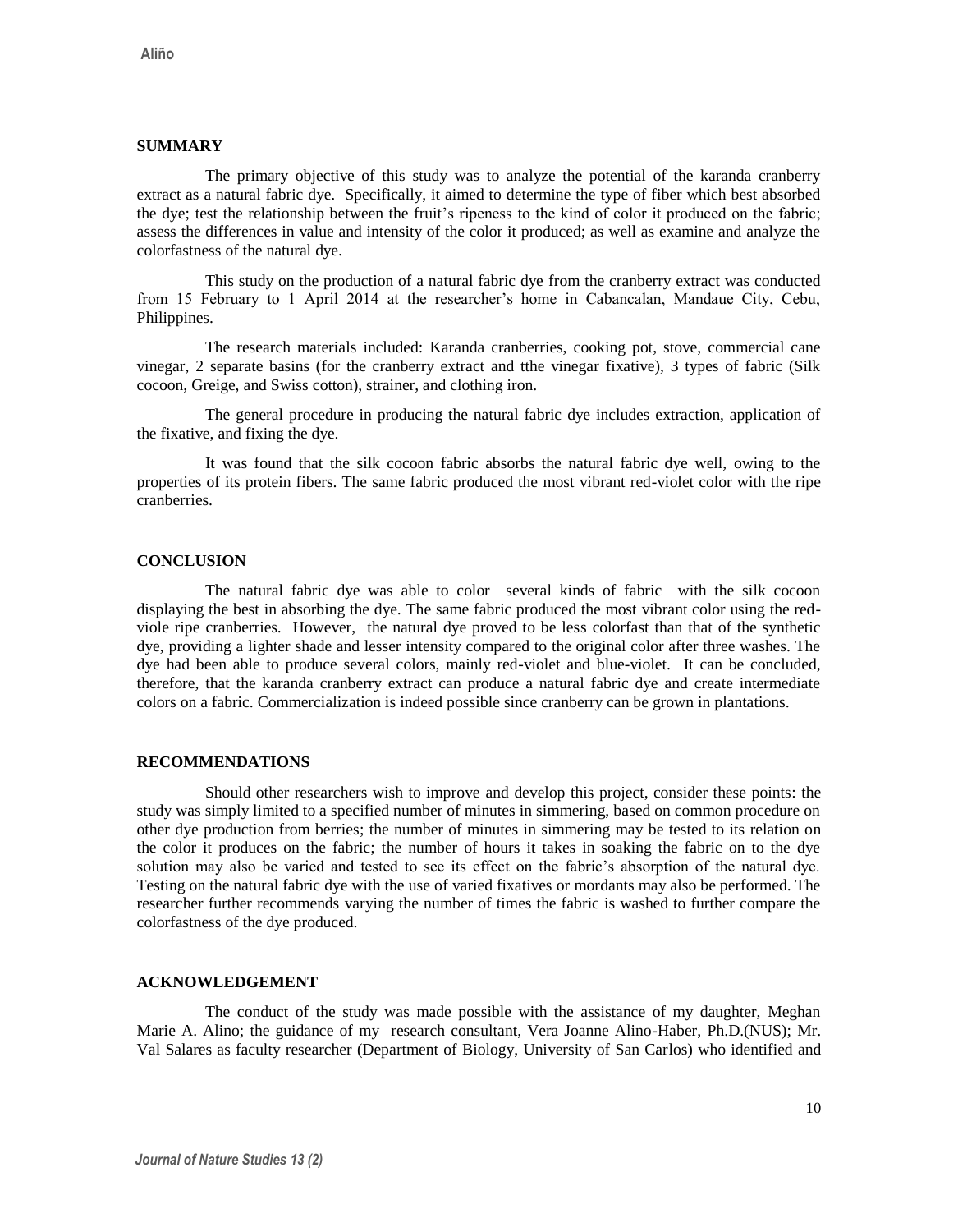## SUMMARY

The primary objective of this study was to analyze the potential of the karanda cranberry extract as a natural fabric dye. Specifically, it aimed to determine the type of fiber which best absorbed the dye; test the relationship between the fruit's ripeness to the kind of color it produced on the fabric; assess the differences in value and intensity of the color it produced; as well as examine and analyze the colorfastness of the natural dye.

This study on the production of a natural fabric dye from the cranberry extract was conducted from 15 February to 1 April 2014 at the researcher's home in Cabancalan, Mandaue City, Cebu, Philippines.

The research materials included: Karanda cranberries, cooking pot, stove, commercial cane vinegar, 2 separate basins (for the cranberry extract and tthe vinegar fixative), 3 types of fabric (Silk cocoon, Greige, and Swiss cotton), strainer, and clothing iron.

The general procedure in producing the natural fabric dye includes extraction, application of the fixative, and fixing the dye.

It was found that the silk cocoon fabric absorbs the natural fabric dye well, owing to the properties of its protein fibers. The same fabric produced the most vibrant red-violet color with the ripe cranberries.

## CONCLUSION

The natural fabric dye was able to color several kinds of fabric with the silk cocoon displaying the best in absorbing the dye. The same fabric produced the most vibrant color using the red-viole ripe cranberries. However, the natural dye proved to be less colorfast than that of the synthetic dye, providing a lighter shade and lesser intensity compared to the original color after three washes. The dye had been able to produce several colors, mainly red-violet and blue-violet. It can be concluded, therefore, that the karanda cranberry extract can produce a natural fabric dye and create intermediate colors on a fabric. Commercialization is indeed possible since cranberry can be grown in plantations.

## RECOMMENDATIONS

Should other researchers wish to improve and develop this project, consider these points: the study was simply limited to a specified number of minutes in simmering, based on common procedure on other dye production from berries; the number of minutes in simmering may be tested to its relation on the color it produces on the fabric; the number of hours it takes in soaking the fabric on to the dye solution may also be varied and tested to see its effect on the fabric's absorption of the natural dye. Testing on the natural fabric dye with the use of varied fixatives or mordants may also be performed. The researcher further recommends varying the number of times the fabric is washed to further compare the colorfastness of the dye produced.

## ACKNOWLEDGEMENT

The conduct of the study was made possible with the assistance of my daughter, Meghan Marie A. Alino; the guidance of my research consultant, Vera Joanne Alino-Haber, Ph.D.(NUS); Mr. Val Salares as faculty researcher (Department of Biology, University of San Carlos) who identified and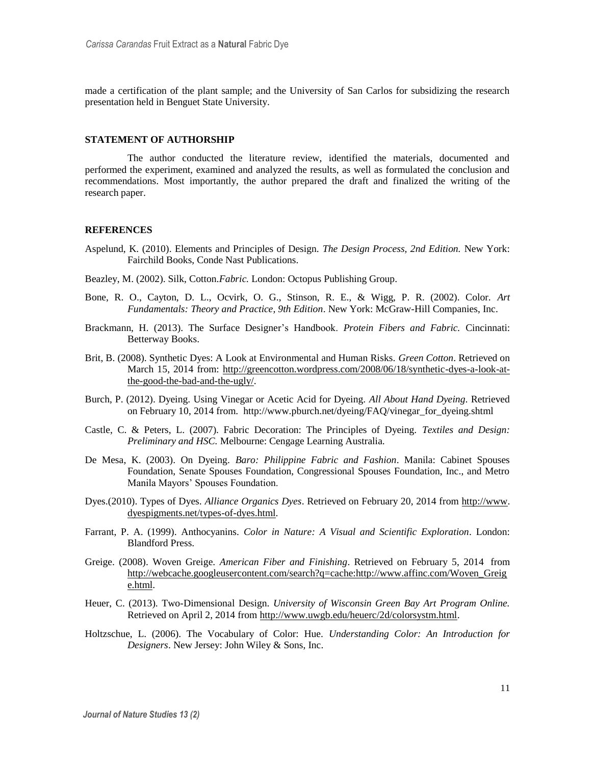made a certification of the plant sample; and the University of San Carlos for subsidizing the research presentation held in Benguet State University.

## STATEMENT OF AUTHORSHIP

The author conducted the literature review, identified the materials, documented and performed the experiment, examined and analyzed the results, as well as formulated the conclusion and recommendations. Most importantly, the author prepared the draft and finalized the writing of the research paper.

## REFERENCES

Aspelund, K. (2010). Elements and Principles of Design. *The Design Process, 2nd Edition.* New York: Fairchild Books, Conde Nast Publications.

Beazley, M. (2002). Silk, Cotton.*Fabric.* London: Octopus Publishing Group.

Bone, R. O., Cayton, D. L., Ocvirk, O. G., Stinson, R. E., & Wigg, P. R. (2002). Color. *Art Fundamentals: Theory and Practice, 9th Edition*. New York: McGraw-Hill Companies, Inc.

Brackmann, H. (2013). The Surface Designer's Handbook. *Protein Fibers and Fabric.* Cincinnati: Betterway Books.

Brit, B. (2008). Synthetic Dyes: A Look at Environmental and Human Risks. *Green Cotton*. Retrieved on March 15, 2014 from: http://greencotton.wordpress.com/2008/06/18/synthetic-dyes-a-look-at-the-good-the-bad-and-the-ugly/.

Burch, P. (2012). Dyeing. Using Vinegar or Acetic Acid for Dyeing. *All About Hand Dyeing.* Retrieved on February 10, 2014 from. http://www.pburch.net/dyeing/FAQ/vinegar_for_dyeing.shtml

Castle, C. & Peters, L. (2007). Fabric Decoration: The Principles of Dyeing. *Textiles and Design: Preliminary and HSC.* Melbourne: Cengage Learning Australia.

De Mesa, K. (2003). On Dyeing. *Baro: Philippine Fabric and Fashion*. Manila: Cabinet Spouses Foundation, Senate Spouses Foundation, Congressional Spouses Foundation, Inc., and Metro Manila Mayors' Spouses Foundation.

Dyes.(2010). Types of Dyes. *Alliance Organics Dyes*. Retrieved on February 20, 2014 from http://www.dyespigments.net/types-of-dyes.html.

Farrant, P. A. (1999). Anthocyanins. *Color in Nature: A Visual and Scientific Exploration*. London: Blandford Press.

Greige. (2008). Woven Greige. *American Fiber and Finishing*. Retrieved on February 5, 2014 from http://webcache.googleusercontent.com/search?q=cache:http://www.affinc.com/Woven_Greige.html.

Heuer, C. (2013). Two-Dimensional Design. *University of Wisconsin Green Bay Art Program Online.* Retrieved on April 2, 2014 from http://www.uwgb.edu/heuerc/2d/colorsystm.html.

Holtzschue, L. (2006). The Vocabulary of Color: Hue. *Understanding Color: An Introduction for Designers*. New Jersey: John Wiley & Sons, Inc.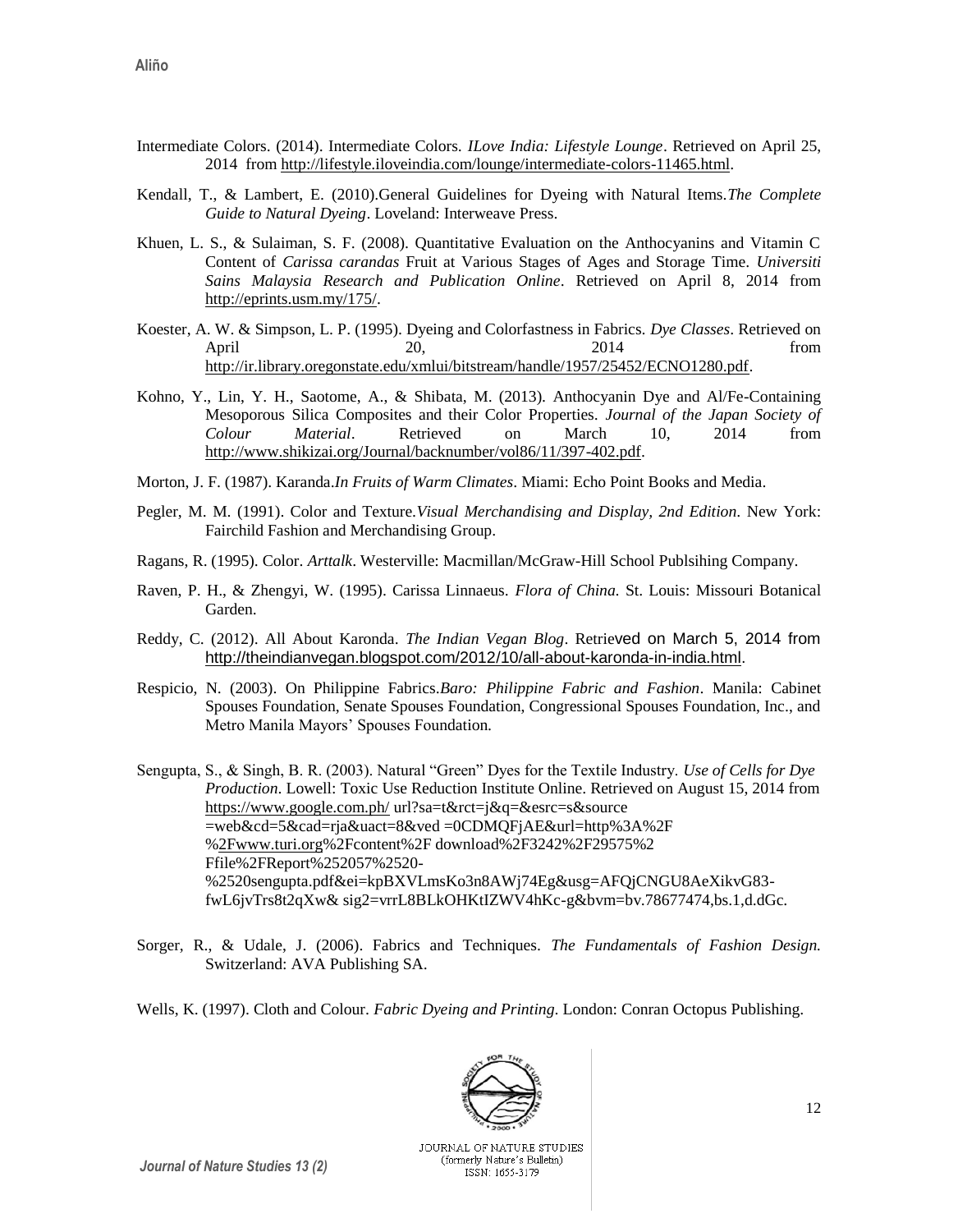Intermediate Colors. (2014). Intermediate Colors. *ILove India: Lifestyle Lounge*. Retrieved on April 25, 2014 from http://lifestyle.iloveindia.com/lounge/intermediate-colors-11465.html.

Kendall, T., & Lambert, E. (2010).General Guidelines for Dyeing with Natural Items.*The Complete Guide to Natural Dyeing*. Loveland: Interweave Press.

Khuen, L. S., & Sulaiman, S. F. (2008). Quantitative Evaluation on the Anthocyanins and Vitamin C Content of *Carissa carandas* Fruit at Various Stages of Ages and Storage Time. *Universiti Sains Malaysia Research and Publication Online*. Retrieved on April 8, 2014 from http://eprints.usm.my/175/.

Koester, A. W. & Simpson, L. P. (1995). Dyeing and Colorfastness in Fabrics. *Dye Classes*. Retrieved on April 20, 2014 from http://ir.library.oregonstate.edu/xmlui/bitstream/handle/1957/25452/ECNO1280.pdf.

Kohno, Y., Lin, Y. H., Saotome, A., & Shibata, M. (2013). Anthocyanin Dye and Al/Fe-Containing Mesoporous Silica Composites and their Color Properties. *Journal of the Japan Society of Colour Material*. Retrieved on March 10, 2014 from http://www.shikizai.org/Journal/backnumber/vol86/11/397-402.pdf.

Morton, J. F. (1987). Karanda.*In Fruits of Warm Climates*. Miami: Echo Point Books and Media.

Pegler, M. M. (1991). Color and Texture.*Visual Merchandising and Display, 2nd Edition*. New York: Fairchild Fashion and Merchandising Group.

Ragans, R. (1995). Color. *Arttalk*. Westerville: Macmillan/McGraw-Hill School Publsihing Company.

Raven, P. H., & Zhengyi, W. (1995). Carissa Linnaeus. *Flora of China*. St. Louis: Missouri Botanical Garden.

Reddy, C. (2012). All About Karonda. *The Indian Vegan Blog*. Retrieved on March 5, 2014 from http://theindianvegan.blogspot.com/2012/10/all-about-karonda-in-india.html.

Respicio, N. (2003). On Philippine Fabrics.*Baro: Philippine Fabric and Fashion*. Manila: Cabinet Spouses Foundation, Senate Spouses Foundation, Congressional Spouses Foundation, Inc., and Metro Manila Mayors' Spouses Foundation.

Sengupta, S., & Singh, B. R. (2003). Natural "Green" Dyes for the Textile Industry. *Use of Cells for Dye Production*. Lowell: Toxic Use Reduction Institute Online. Retrieved on August 15, 2014 from https://www.google.com.ph/ url?sa=t&rct=j&q=&esrc=s&source =web&cd=5&cad=rja&uact=8&ved =0CDMQFjAE&url=http%3A%2F %2Fwww.turi.org%2Fcontent%2F download%2F3242%2F29575%2 Ffile%2FReport%252057%2520- %2520sengupta.pdf&ei=kpBXVLmsKo3n8AWj74Eg&usg=AFQjCNGU8AeXikvG83-fwL6jvTrs8t2qXw& sig2=vrrL8BLkOHKtIZWV4hKc-g&bvm=bv.78677474,bs.1,d.dGc.

Sorger, R., & Udale, J. (2006). Fabrics and Techniques. *The Fundamentals of Fashion Design.* Switzerland: AVA Publishing SA.

Wells, K. (1997). Cloth and Colour. *Fabric Dyeing and Printing*. London: Conran Octopus Publishing.